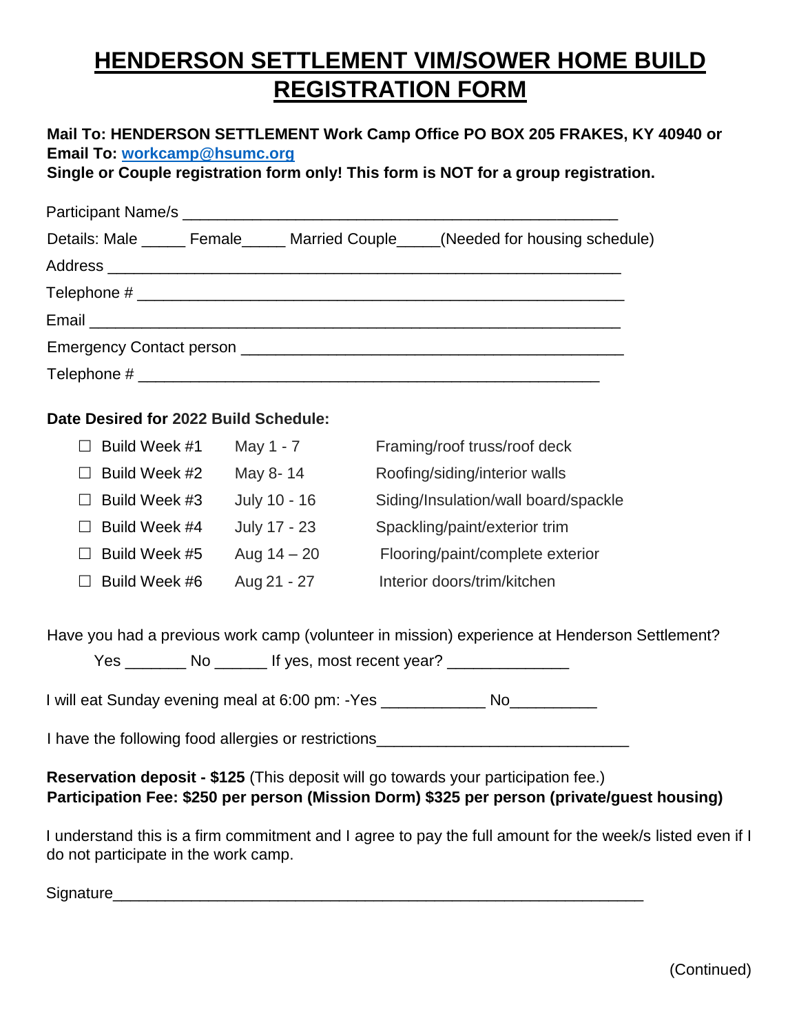# HENDERSON SETTLEMENT VIM/SOWER HOME BUILD REGISTRATION FORM

**Mail To: HENDERSON SETTLEMENT Work Camp Office PO BOX 205 FRAKES, KY 40940 or Email To: workcamp@hsumc.org**
**Single or Couple registration form only! This form is NOT for a group registration.**

Participant Name/s ___________________________________________________

Details: Male _____ Female_____ Married Couple_____(Needed for housing schedule)

Address ____________________________________________________________

Telephone # _________________________________________________________

Email ______________________________________________________________

Emergency Contact person ____________________________________________

Telephone # ______________________________________________________

**Date Desired for 2022 Build Schedule:**

| | | |
|---|---|---|
| ☐ Build Week #1 | May 1 - 7 | Framing/roof truss/roof deck |
| ☐ Build Week #2 | May 8- 14 | Roofing/siding/interior walls |
| ☐ Build Week #3 | July 10 - 16 | Siding/Insulation/wall board/spackle |
| ☐ Build Week #4 | July 17 - 23 | Spackling/paint/exterior trim |
| ☐ Build Week #5 | Aug 14 – 20 | Flooring/paint/complete exterior |
| ☐ Build Week #6 | Aug 21 - 27 | Interior doors/trim/kitchen |

Have you had a previous work camp (volunteer in mission) experience at Henderson Settlement?

Yes _______ No ______ If yes, most recent year? _____________

I will eat Sunday evening meal at 6:00 pm: -Yes ___________ No_________

I have the following food allergies or restrictions____________________________

**Reservation deposit - $125** (This deposit will go towards your participation fee.)
**Participation Fee: $250 per person (Mission Dorm) $325 per person (private/guest housing)**

I understand this is a firm commitment and I agree to pay the full amount for the week/s listed even if I do not participate in the work camp.

Signature_____________________________________________________________

(Continued)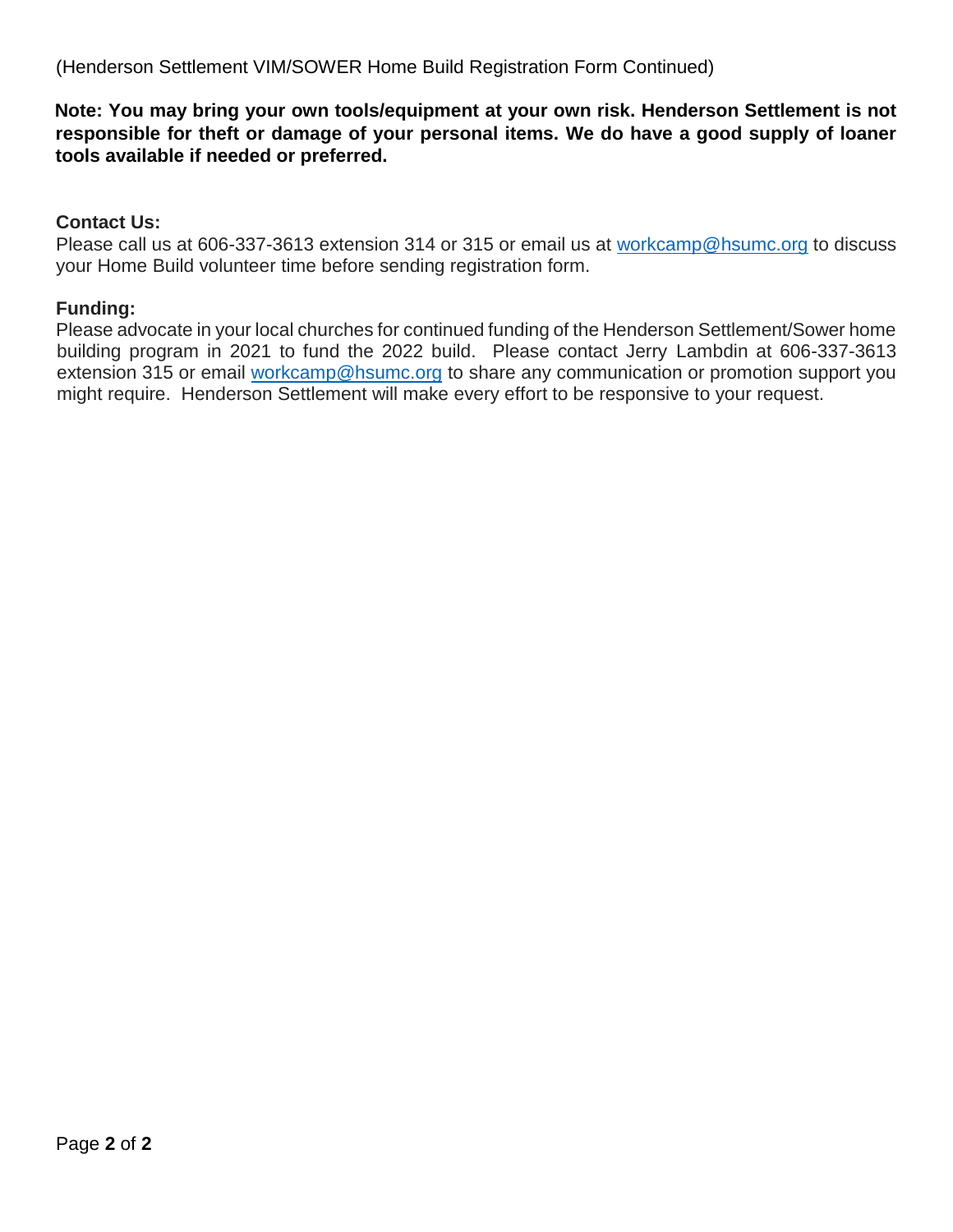(Henderson Settlement VIM/SOWER Home Build Registration Form Continued)

**Note: You may bring your own tools/equipment at your own risk. Henderson Settlement is not responsible for theft or damage of your personal items. We do have a good supply of loaner tools available if needed or preferred.**

**Contact Us:**

Please call us at 606-337-3613 extension 314 or 315 or email us at workcamp@hsumc.org to discuss your Home Build volunteer time before sending registration form.

**Funding:**

Please advocate in your local churches for continued funding of the Henderson Settlement/Sower home building program in 2021 to fund the 2022 build. Please contact Jerry Lambdin at 606-337-3613 extension 315 or email workcamp@hsumc.org to share any communication or promotion support you might require. Henderson Settlement will make every effort to be responsive to your request.